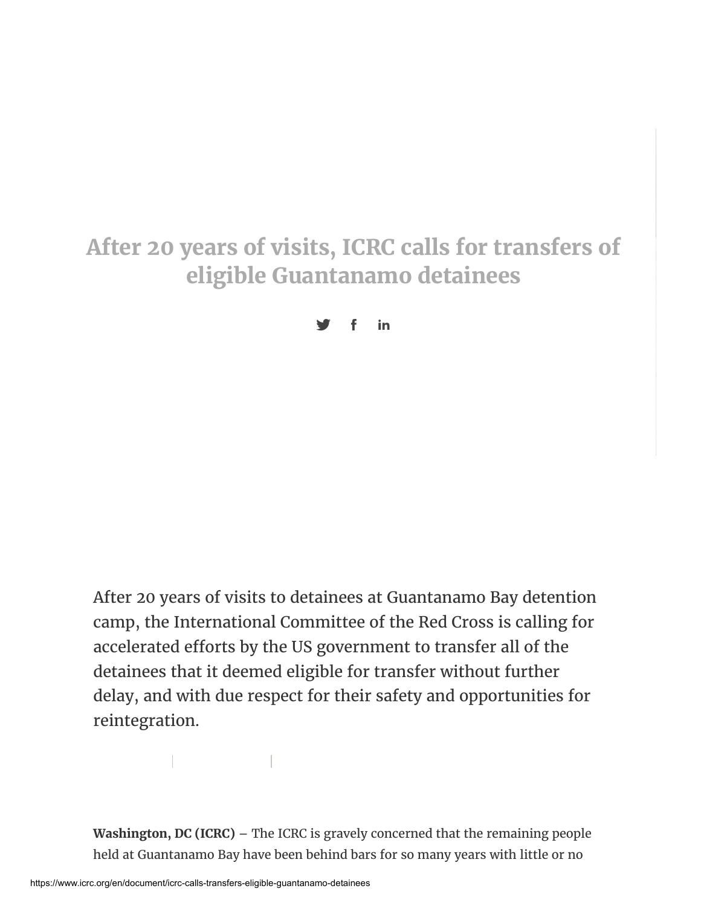# After 20 years of visits, ICRC calls for transfers of eligible Guantanamo detainees

After 20 years of visits to detainees at Guantanamo Bay detention camp, the International Committee of the Red Cross is calling for accelerated efforts by the US government to transfer all of the detainees that it deemed eligible for transfer without further delay, and with due respect for their safety and opportunities for reintegration.

**Washington, DC (ICRC)** – The ICRC is gravely concerned that the remaining people held at Guantanamo Bay have been behind bars for so many years with little or no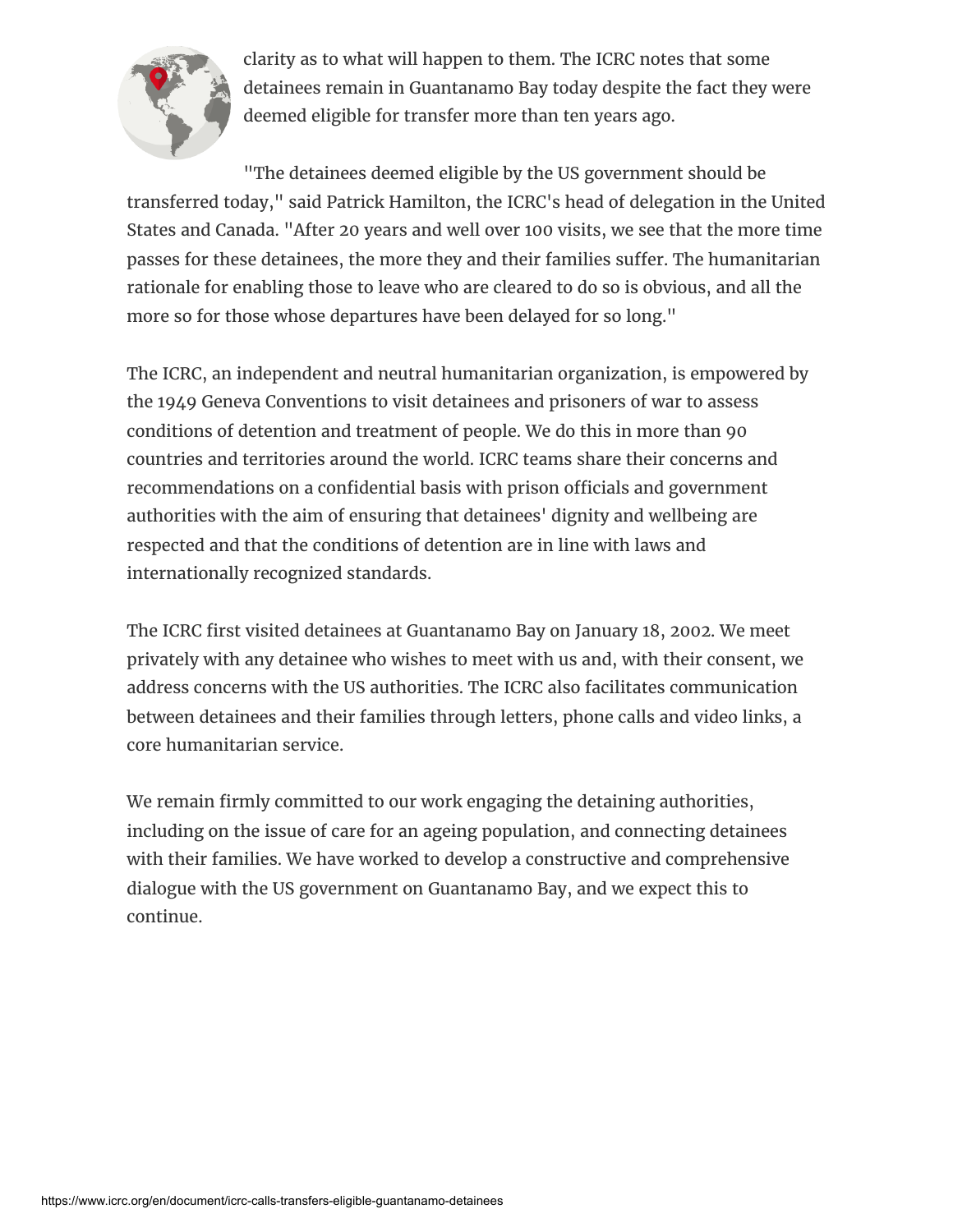clarity as to what will happen to them. The ICRC notes that some detainees remain in Guantanamo Bay today despite the fact they were deemed eligible for transfer more than ten years ago.

"The detainees deemed eligible by the US government should be transferred today," said Patrick Hamilton, the ICRC's head of delegation in the United States and Canada. "After 20 years and well over 100 visits, we see that the more time passes for these detainees, the more they and their families suffer. The humanitarian rationale for enabling those to leave who are cleared to do so is obvious, and all the more so for those whose departures have been delayed for so long."

The ICRC, an independent and neutral humanitarian organization, is empowered by the 1949 Geneva Conventions to visit detainees and prisoners of war to assess conditions of detention and treatment of people. We do this in more than 90 countries and territories around the world. ICRC teams share their concerns and recommendations on a confidential basis with prison officials and government authorities with the aim of ensuring that detainees' dignity and wellbeing are respected and that the conditions of detention are in line with laws and internationally recognized standards.

The ICRC first visited detainees at Guantanamo Bay on January 18, 2002. We meet privately with any detainee who wishes to meet with us and, with their consent, we address concerns with the US authorities. The ICRC also facilitates communication between detainees and their families through letters, phone calls and video links, a core humanitarian service.

We remain firmly committed to our work engaging the detaining authorities, including on the issue of care for an ageing population, and connecting detainees with their families. We have worked to develop a constructive and comprehensive dialogue with the US government on Guantanamo Bay, and we expect this to continue.